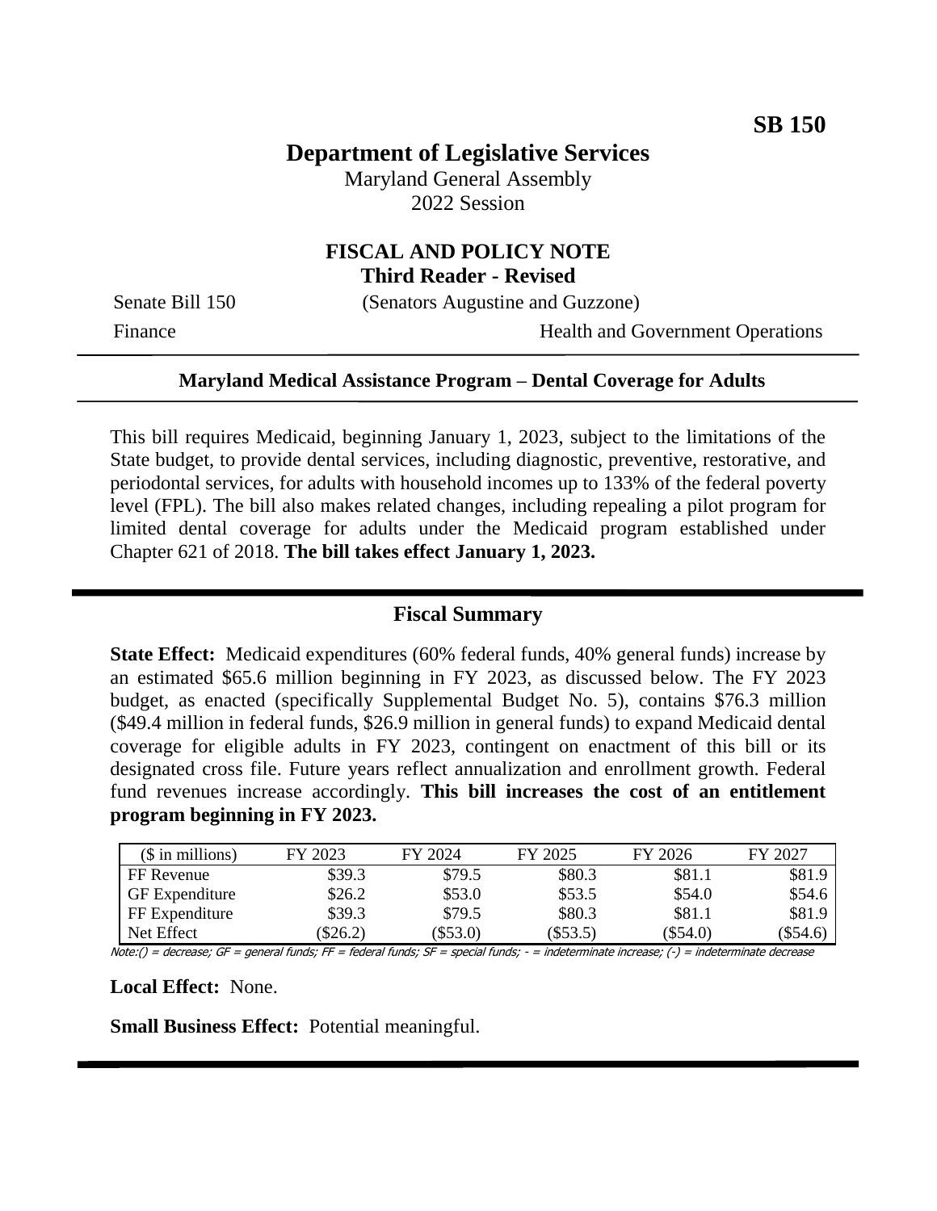**SB 150**

# Department of Legislative Services

Maryland General Assembly
2022 Session

## FISCAL AND POLICY NOTE
**Third Reader - Revised**

Senate Bill 150 (Senators Augustine and Guzzone)

Finance Health and Government Operations

**Maryland Medical Assistance Program – Dental Coverage for Adults**

This bill requires Medicaid, beginning January 1, 2023, subject to the limitations of the State budget, to provide dental services, including diagnostic, preventive, restorative, and periodontal services, for adults with household incomes up to 133% of the federal poverty level (FPL). The bill also makes related changes, including repealing a pilot program for limited dental coverage for adults under the Medicaid program established under Chapter 621 of 2018. **The bill takes effect January 1, 2023.**

## Fiscal Summary

**State Effect:** Medicaid expenditures (60% federal funds, 40% general funds) increase by an estimated $65.6 million beginning in FY 2023, as discussed below. The FY 2023 budget, as enacted (specifically Supplemental Budget No. 5), contains $76.3 million ($49.4 million in federal funds, $26.9 million in general funds) to expand Medicaid dental coverage for eligible adults in FY 2023, contingent on enactment of this bill or its designated cross file. Future years reflect annualization and enrollment growth. Federal fund revenues increase accordingly. **This bill increases the cost of an entitlement program beginning in FY 2023.**

| ($ in millions) | FY 2023 | FY 2024 | FY 2025 | FY 2026 | FY 2027 |
|---|---|---|---|---|---|
| FF Revenue | $39.3 | $79.5 | $80.3 | $81.1 | $81.9 |
| GF Expenditure | $26.2 | $53.0 | $53.5 | $54.0 | $54.6 |
| FF Expenditure | $39.3 | $79.5 | $80.3 | $81.1 | $81.9 |
| Net Effect | ($26.2) | ($53.0) | ($53.5) | ($54.0) | ($54.6) |

*Note:() = decrease; GF = general funds; FF = federal funds; SF = special funds; - = indeterminate increase; (-) = indeterminate decrease*

**Local Effect:** None.

**Small Business Effect:** Potential meaningful.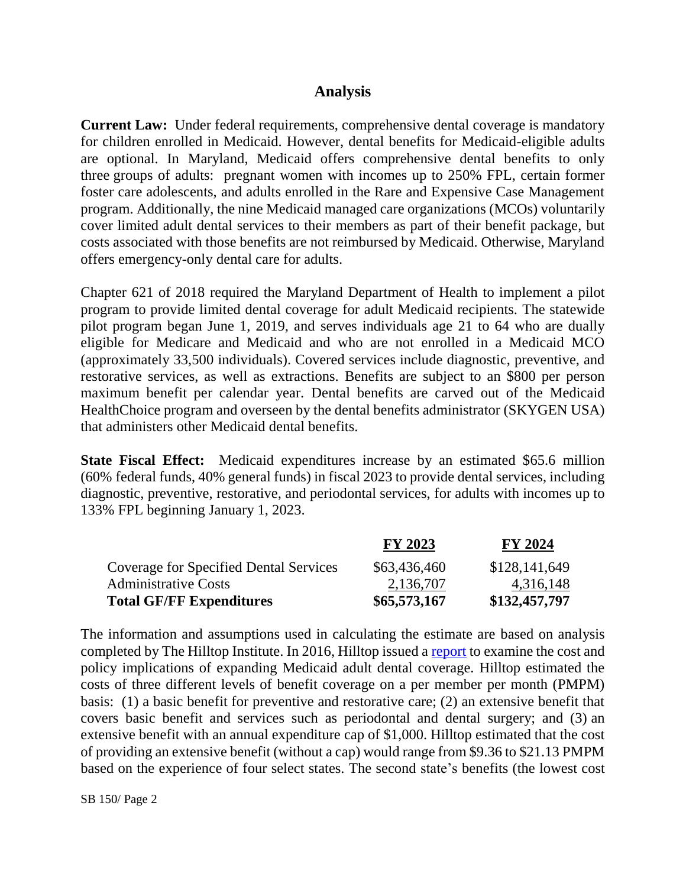## Analysis

**Current Law:** Under federal requirements, comprehensive dental coverage is mandatory for children enrolled in Medicaid. However, dental benefits for Medicaid-eligible adults are optional. In Maryland, Medicaid offers comprehensive dental benefits to only three groups of adults: pregnant women with incomes up to 250% FPL, certain former foster care adolescents, and adults enrolled in the Rare and Expensive Case Management program. Additionally, the nine Medicaid managed care organizations (MCOs) voluntarily cover limited adult dental services to their members as part of their benefit package, but costs associated with those benefits are not reimbursed by Medicaid. Otherwise, Maryland offers emergency-only dental care for adults.

Chapter 621 of 2018 required the Maryland Department of Health to implement a pilot program to provide limited dental coverage for adult Medicaid recipients. The statewide pilot program began June 1, 2019, and serves individuals age 21 to 64 who are dually eligible for Medicare and Medicaid and who are not enrolled in a Medicaid MCO (approximately 33,500 individuals). Covered services include diagnostic, preventive, and restorative services, as well as extractions. Benefits are subject to an $800 per person maximum benefit per calendar year. Dental benefits are carved out of the Medicaid HealthChoice program and overseen by the dental benefits administrator (SKYGEN USA) that administers other Medicaid dental benefits.

**State Fiscal Effect:** Medicaid expenditures increase by an estimated $65.6 million (60% federal funds, 40% general funds) in fiscal 2023 to provide dental services, including diagnostic, preventive, restorative, and periodontal services, for adults with incomes up to 133% FPL beginning January 1, 2023.

| | FY 2023 | FY 2024 |
|---|---|---|
| Coverage for Specified Dental Services | $63,436,460 | $128,141,649 |
| Administrative Costs | 2,136,707 | 4,316,148 |
| **Total GF/FF Expenditures** | **$65,573,167** | **$132,457,797** |

The information and assumptions used in calculating the estimate are based on analysis completed by The Hilltop Institute. In 2016, Hilltop issued a report to examine the cost and policy implications of expanding Medicaid adult dental coverage. Hilltop estimated the costs of three different levels of benefit coverage on a per member per month (PMPM) basis: (1) a basic benefit for preventive and restorative care; (2) an extensive benefit that covers basic benefit and services such as periodontal and dental surgery; and (3) an extensive benefit with an annual expenditure cap of $1,000. Hilltop estimated that the cost of providing an extensive benefit (without a cap) would range from $9.36 to $21.13 PMPM based on the experience of four select states. The second state's benefits (the lowest cost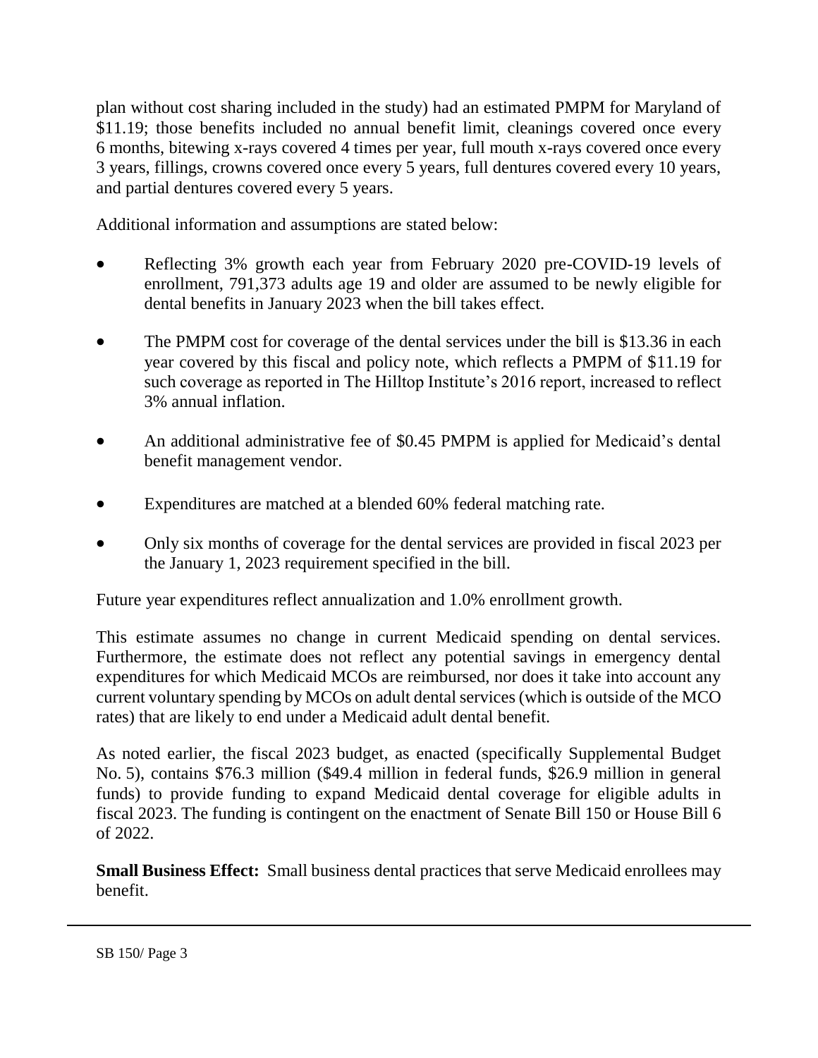plan without cost sharing included in the study) had an estimated PMPM for Maryland of $11.19; those benefits included no annual benefit limit, cleanings covered once every 6 months, bitewing x-rays covered 4 times per year, full mouth x-rays covered once every 3 years, fillings, crowns covered once every 5 years, full dentures covered every 10 years, and partial dentures covered every 5 years.

Additional information and assumptions are stated below:

- Reflecting 3% growth each year from February 2020 pre-COVID-19 levels of enrollment, 791,373 adults age 19 and older are assumed to be newly eligible for dental benefits in January 2023 when the bill takes effect.
- The PMPM cost for coverage of the dental services under the bill is $13.36 in each year covered by this fiscal and policy note, which reflects a PMPM of $11.19 for such coverage as reported in The Hilltop Institute's 2016 report, increased to reflect 3% annual inflation.
- An additional administrative fee of $0.45 PMPM is applied for Medicaid's dental benefit management vendor.
- Expenditures are matched at a blended 60% federal matching rate.
- Only six months of coverage for the dental services are provided in fiscal 2023 per the January 1, 2023 requirement specified in the bill.

Future year expenditures reflect annualization and 1.0% enrollment growth.

This estimate assumes no change in current Medicaid spending on dental services. Furthermore, the estimate does not reflect any potential savings in emergency dental expenditures for which Medicaid MCOs are reimbursed, nor does it take into account any current voluntary spending by MCOs on adult dental services (which is outside of the MCO rates) that are likely to end under a Medicaid adult dental benefit.

As noted earlier, the fiscal 2023 budget, as enacted (specifically Supplemental Budget No. 5), contains $76.3 million ($49.4 million in federal funds, $26.9 million in general funds) to provide funding to expand Medicaid dental coverage for eligible adults in fiscal 2023. The funding is contingent on the enactment of Senate Bill 150 or House Bill 6 of 2022.

**Small Business Effect:** Small business dental practices that serve Medicaid enrollees may benefit.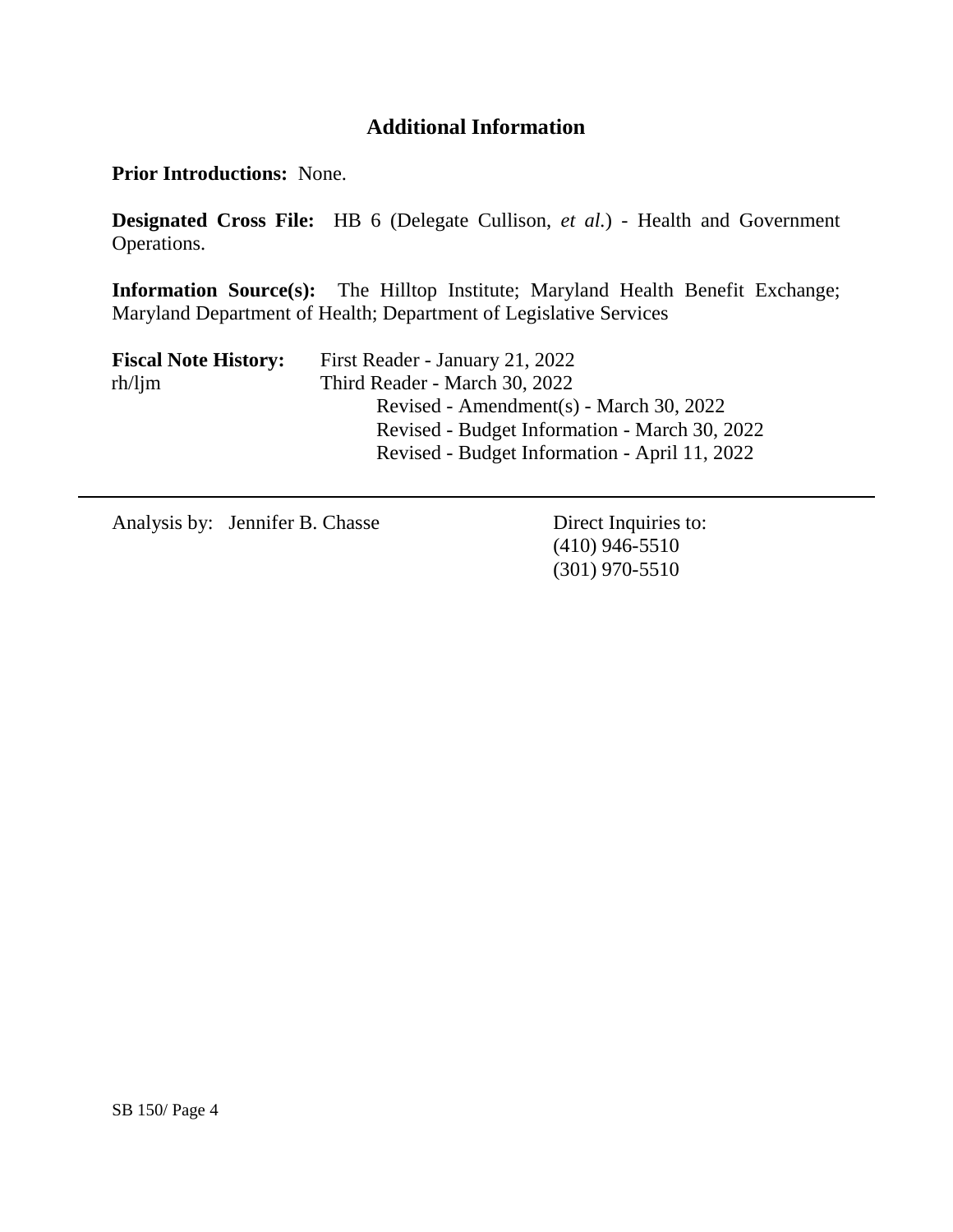## Additional Information

**Prior Introductions:** None.

**Designated Cross File:** HB 6 (Delegate Cullison, *et al.*) - Health and Government Operations.

**Information Source(s):** The Hilltop Institute; Maryland Health Benefit Exchange; Maryland Department of Health; Department of Legislative Services

| | |
|---|---|
| **Fiscal Note History:** | First Reader - January 21, 2022 |
| rh/ljm | Third Reader - March 30, 2022 |
| | Revised - Amendment(s) - March 30, 2022 |
| | Revised - Budget Information - March 30, 2022 |
| | Revised - Budget Information - April 11, 2022 |

---

Analysis by: Jennifer B. Chasse

Direct Inquiries to:
(410) 946-5510
(301) 970-5510